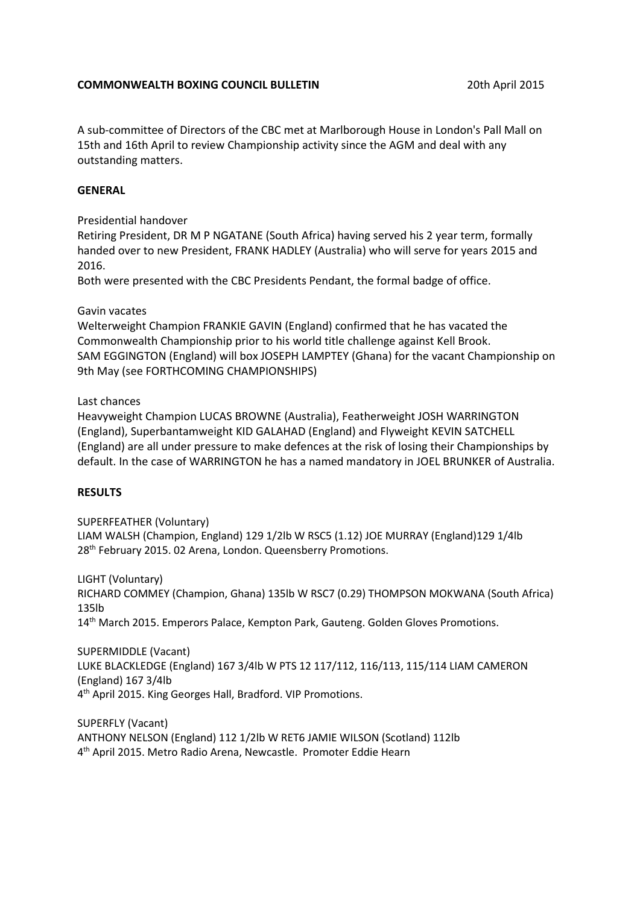**COMMONWEALTH BOXING COUNCIL BULLETIN** 20th April 2015

A sub-committee of Directors of the CBC met at Marlborough House in London's Pall Mall on 15th and 16th April to review Championship activity since the AGM and deal with any outstanding matters.

**GENERAL**

Presidential handover

Retiring President, DR M P NGATANE (South Africa) having served his 2 year term, formally handed over to new President, FRANK HADLEY (Australia) who will serve for years 2015 and 2016.

Both were presented with the CBC Presidents Pendant, the formal badge of office.

Gavin vacates

Welterweight Champion FRANKIE GAVIN (England) confirmed that he has vacated the Commonwealth Championship prior to his world title challenge against Kell Brook.

SAM EGGINGTON (England) will box JOSEPH LAMPTEY (Ghana) for the vacant Championship on 9th May (see FORTHCOMING CHAMPIONSHIPS)

Last chances

Heavyweight Champion LUCAS BROWNE (Australia), Featherweight JOSH WARRINGTON (England), Superbantamweight KID GALAHAD (England) and Flyweight KEVIN SATCHELL (England) are all under pressure to make defences at the risk of losing their Championships by default. In the case of WARRINGTON he has a named mandatory in JOEL BRUNKER of Australia.

**RESULTS**

SUPERFEATHER (Voluntary)

LIAM WALSH (Champion, England) 129 1/2lb W RSC5 (1.12) JOE MURRAY (England)129 1/4lb

28th February 2015. 02 Arena, London. Queensberry Promotions.

LIGHT (Voluntary)

RICHARD COMMEY (Champion, Ghana) 135lb W RSC7 (0.29) THOMPSON MOKWANA (South Africa) 135lb

14th March 2015. Emperors Palace, Kempton Park, Gauteng. Golden Gloves Promotions.

SUPERMIDDLE (Vacant)

LUKE BLACKLEDGE (England) 167 3/4lb W PTS 12 117/112, 116/113, 115/114 LIAM CAMERON (England) 167 3/4lb

4th April 2015. King Georges Hall, Bradford. VIP Promotions.

SUPERFLY (Vacant)

ANTHONY NELSON (England) 112 1/2lb W RET6 JAMIE WILSON (Scotland) 112lb

4th April 2015. Metro Radio Arena, Newcastle. Promoter Eddie Hearn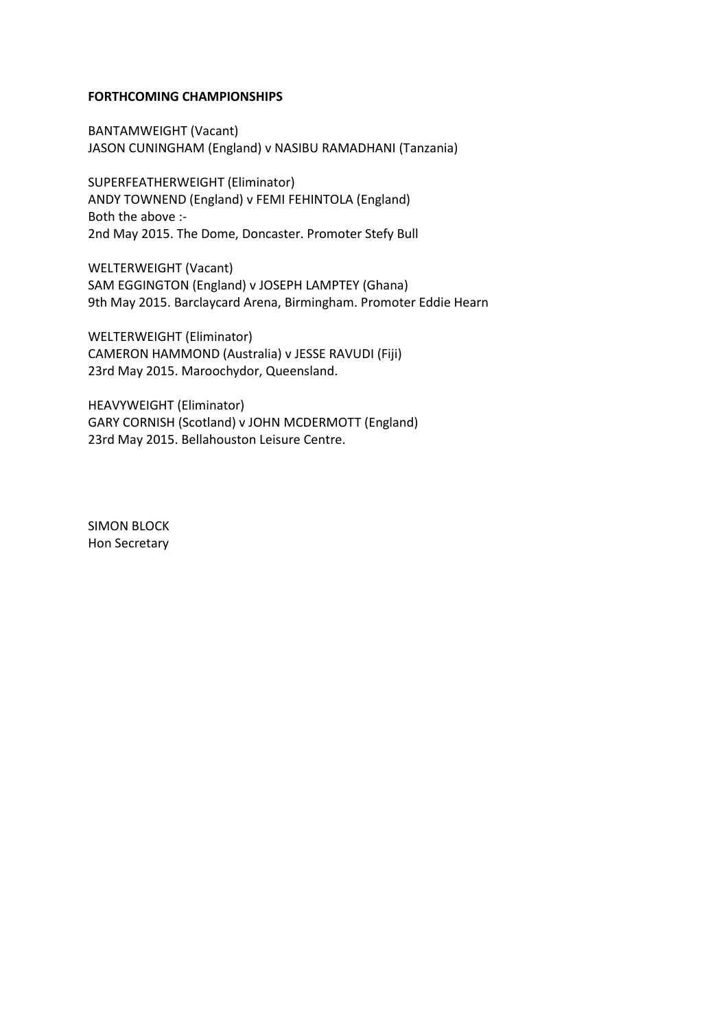**FORTHCOMING CHAMPIONSHIPS**

BANTAMWEIGHT (Vacant)
JASON CUNINGHAM (England) v NASIBU RAMADHANI (Tanzania)

SUPERFEATHERWEIGHT (Eliminator)
ANDY TOWNEND (England) v FEMI FEHINTOLA (England)
Both the above :-
2nd May 2015. The Dome, Doncaster. Promoter Stefy Bull

WELTERWEIGHT (Vacant)
SAM EGGINGTON (England) v JOSEPH LAMPTEY (Ghana)
9th May 2015. Barclaycard Arena, Birmingham. Promoter Eddie Hearn

WELTERWEIGHT (Eliminator)
CAMERON HAMMOND (Australia) v JESSE RAVUDI (Fiji)
23rd May 2015. Maroochydor, Queensland.

HEAVYWEIGHT (Eliminator)
GARY CORNISH (Scotland) v JOHN MCDERMOTT (England)
23rd May 2015. Bellahouston Leisure Centre.

SIMON BLOCK
Hon Secretary